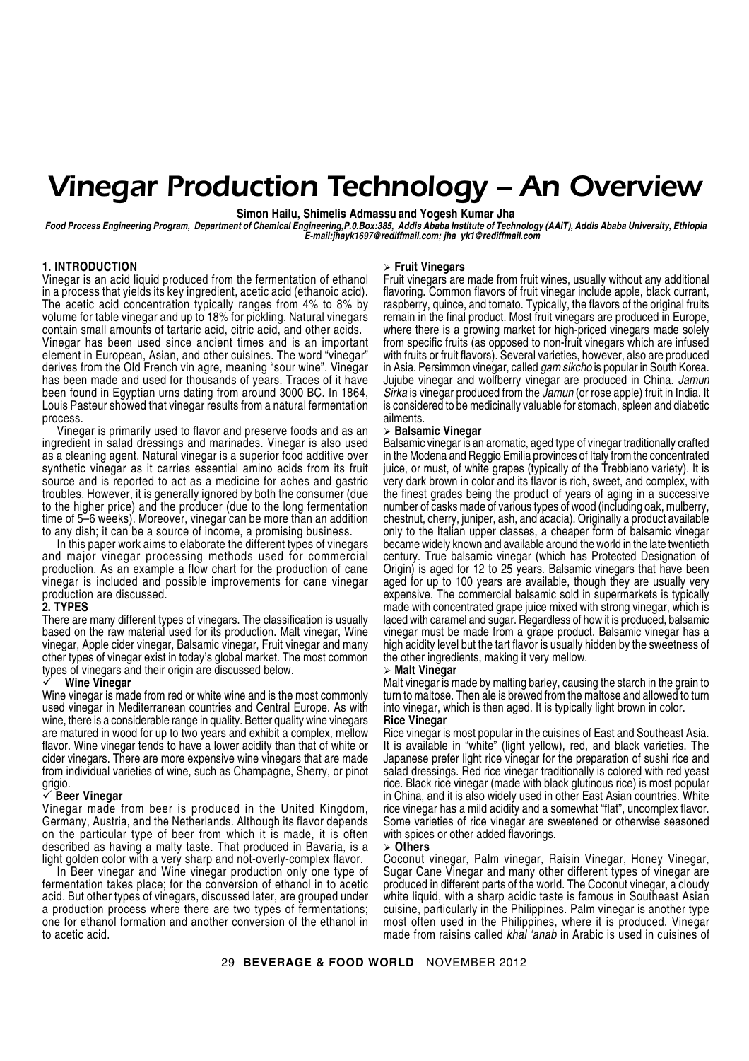# Vinegar Production Technology – An Overview

**Simon Hailu, Shimelis Admassu and Yogesh Kumar Jha**

*Food Process Engineering Program, Department of Chemical Engineering, P.O.Box:385, Addis Ababa Institute of Technology (AAiT), Addis Ababa University, Ethiopia*
*E-mail:jhayk1697@rediffmail.com; jha_yk1@rediffmail.com*

## 1. INTRODUCTION

Vinegar is an acid liquid produced from the fermentation of ethanol in a process that yields its key ingredient, acetic acid (ethanoic acid). The acetic acid concentration typically ranges from 4% to 8% by volume for table vinegar and up to 18% for pickling. Natural vinegars contain small amounts of tartaric acid, citric acid, and other acids. Vinegar has been used since ancient times and is an important element in European, Asian, and other cuisines. The word "vinegar" derives from the Old French vin agre, meaning "sour wine". Vinegar has been made and used for thousands of years. Traces of it have been found in Egyptian urns dating from around 3000 BC. In 1864, Louis Pasteur showed that vinegar results from a natural fermentation process.

Vinegar is primarily used to flavor and preserve foods and as an ingredient in salad dressings and marinades. Vinegar is also used as a cleaning agent. Natural vinegar is a superior food additive over synthetic vinegar as it carries essential amino acids from its fruit source and is reported to act as a medicine for aches and gastric troubles. However, it is generally ignored by both the consumer (due to the higher price) and the producer (due to the long fermentation time of 5–6 weeks). Moreover, vinegar can be more than an addition to any dish; it can be a source of income, a promising business.

In this paper work aims to elaborate the different types of vinegars and major vinegar processing methods used for commercial production. As an example a flow chart for the production of cane vinegar is included and possible improvements for cane vinegar production are discussed.

## 2. TYPES

There are many different types of vinegars. The classification is usually based on the raw material used for its production. Malt vinegar, Wine vinegar, Apple cider vinegar, Balsamic vinegar, Fruit vinegar and many other types of vinegar exist in today's global market. The most common types of vinegars and their origin are discussed below.

### ✓ Wine Vinegar

Wine vinegar is made from red or white wine and is the most commonly used vinegar in Mediterranean countries and Central Europe. As with wine, there is a considerable range in quality. Better quality wine vinegars are matured in wood for up to two years and exhibit a complex, mellow flavor. Wine vinegar tends to have a lower acidity than that of white or cider vinegars. There are more expensive wine vinegars that are made from individual varieties of wine, such as Champagne, Sherry, or pinot grigio.

### ✓ Beer Vinegar

Vinegar made from beer is produced in the United Kingdom, Germany, Austria, and the Netherlands. Although its flavor depends on the particular type of beer from which it is made, it is often described as having a malty taste. That produced in Bavaria, is a light golden color with a very sharp and not-overly-complex flavor.

In Beer vinegar and Wine vinegar production only one type of fermentation takes place; for the conversion of ethanol in to acetic acid. But other types of vinegars, discussed later, are grouped under a production process where there are two types of fermentations; one for ethanol formation and another conversion of the ethanol in to acetic acid.

### ➢ Fruit Vinegars

Fruit vinegars are made from fruit wines, usually without any additional flavoring. Common flavors of fruit vinegar include apple, black currant, raspberry, quince, and tomato. Typically, the flavors of the original fruits remain in the final product. Most fruit vinegars are produced in Europe, where there is a growing market for high-priced vinegars made solely from specific fruits (as opposed to non-fruit vinegars which are infused with fruits or fruit flavors). Several varieties, however, also are produced in Asia. Persimmon vinegar, called *gam sikcho* is popular in South Korea. Jujube vinegar and wolfberry vinegar are produced in China. *Jamun Sirka* is vinegar produced from the *Jamun* (or rose apple) fruit in India. It is considered to be medicinally valuable for stomach, spleen and diabetic ailments.

### ➢ Balsamic Vinegar

Balsamic vinegar is an aromatic, aged type of vinegar traditionally crafted in the Modena and Reggio Emilia provinces of Italy from the concentrated juice, or must, of white grapes (typically of the Trebbiano variety). It is very dark brown in color and its flavor is rich, sweet, and complex, with the finest grades being the product of years of aging in a successive number of casks made of various types of wood (including oak, mulberry, chestnut, cherry, juniper, ash, and acacia). Originally a product available only to the Italian upper classes, a cheaper form of balsamic vinegar became widely known and available around the world in the late twentieth century. True balsamic vinegar (which has Protected Designation of Origin) is aged for 12 to 25 years. Balsamic vinegars that have been aged for up to 100 years are available, though they are usually very expensive. The commercial balsamic sold in supermarkets is typically made with concentrated grape juice mixed with strong vinegar, which is laced with caramel and sugar. Regardless of how it is produced, balsamic vinegar must be made from a grape product. Balsamic vinegar has a high acidity level but the tart flavor is usually hidden by the sweetness of the other ingredients, making it very mellow.

### ➢ Malt Vinegar

Malt vinegar is made by malting barley, causing the starch in the grain to turn to maltose. Then ale is brewed from the maltose and allowed to turn into vinegar, which is then aged. It is typically light brown in color.

### Rice Vinegar

Rice vinegar is most popular in the cuisines of East and Southeast Asia. It is available in "white" (light yellow), red, and black varieties. The Japanese prefer light rice vinegar for the preparation of sushi rice and salad dressings. Red rice vinegar traditionally is colored with red yeast rice. Black rice vinegar (made with black glutinous rice) is most popular in China, and it is also widely used in other East Asian countries. White rice vinegar has a mild acidity and a somewhat "flat", uncomplex flavor. Some varieties of rice vinegar are sweetened or otherwise seasoned with spices or other added flavorings.

### ➢ Others

Coconut vinegar, Palm vinegar, Raisin Vinegar, Honey Vinegar, Sugar Cane Vinegar and many other different types of vinegar are produced in different parts of the world. The Coconut vinegar, a cloudy white liquid, with a sharp acidic taste is famous in Southeast Asian cuisine, particularly in the Philippines. Palm vinegar is another type most often used in the Philippines, where it is produced. Vinegar made from raisins called *khal 'anab* in Arabic is used in cuisines of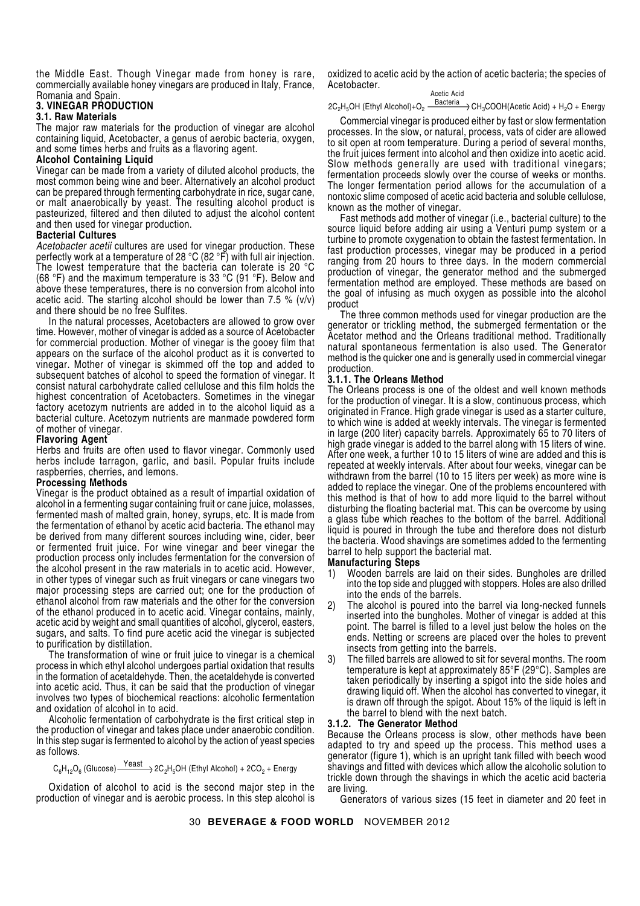the Middle East. Though Vinegar made from honey is rare, commercially available honey vinegars are produced in Italy, France, Romania and Spain.

## 3. VINEGAR PRODUCTION

### 3.1. Raw Materials

The major raw materials for the production of vinegar are alcohol containing liquid, Acetobacter, a genus of aerobic bacteria, oxygen, and some times herbs and fruits as a flavoring agent.

**Alcohol Containing Liquid**

Vinegar can be made from a variety of diluted alcohol products, the most common being wine and beer. Alternatively an alcohol product can be prepared through fermenting carbohydrate in rice, sugar cane, or malt anaerobically by yeast. The resulting alcohol product is pasteurized, filtered and then diluted to adjust the alcohol content and then used for vinegar production.

**Bacterial Cultures**

*Acetobacter acetii* cultures are used for vinegar production. These perfectly work at a temperature of 28 °C (82 °F) with full air injection. The lowest temperature that the bacteria can tolerate is 20 °C (68 °F) and the maximum temperature is 33 °C (91 °F). Below and above these temperatures, there is no conversion from alcohol into acetic acid. The starting alcohol should be lower than 7.5 % (v/v) and there should be no free Sulfites.

In the natural processes, Acetobacters are allowed to grow over time. However, mother of vinegar is added as a source of Acetobacter for commercial production. Mother of vinegar is the gooey film that appears on the surface of the alcohol product as it is converted to vinegar. Mother of vinegar is skimmed off the top and added to subsequent batches of alcohol to speed the formation of vinegar. It consist natural carbohydrate called cellulose and this film holds the highest concentration of Acetobacters. Sometimes in the vinegar factory acetozym nutrients are added in to the alcohol liquid as a bacterial culture. Acetozym nutrients are manmade powdered form of mother of vinegar.

**Flavoring Agent**

Herbs and fruits are often used to flavor vinegar. Commonly used herbs include tarragon, garlic, and basil. Popular fruits include raspberries, cherries, and lemons.

**Processing Methods**

Vinegar is the product obtained as a result of impartial oxidation of alcohol in a fermenting sugar containing fruit or cane juice, molasses, fermented mash of malted grain, honey, syrups, etc. It is made from the fermentation of ethanol by acetic acid bacteria. The ethanol may be derived from many different sources including wine, cider, beer or fermented fruit juice. For wine vinegar and beer vinegar the production process only includes fermentation for the conversion of the alcohol present in the raw materials in to acetic acid. However, in other types of vinegar such as fruit vinegars or cane vinegars two major processing steps are carried out; one for the production of ethanol alcohol from raw materials and the other for the conversion of the ethanol produced in to acetic acid. Vinegar contains, mainly, acetic acid by weight and small quantities of alcohol, glycerol, easters, sugars, and salts. To find pure acetic acid the vinegar is subjected to purification by distillation.

The transformation of wine or fruit juice to vinegar is a chemical process in which ethyl alcohol undergoes partial oxidation that results in the formation of acetaldehyde. Then, the acetaldehyde is converted into acetic acid. Thus, it can be said that the production of vinegar involves two types of biochemical reactions: alcoholic fermentation and oxidation of alcohol in to acid.

Alcoholic fermentation of carbohydrate is the first critical step in the production of vinegar and takes place under anaerobic condition. In this step sugar is fermented to alcohol by the action of yeast species as follows.

$$C_6H_{12}O_6 \text{ (Glucose)} \xrightarrow{\text{Yeast}} 2C_2H_5OH \text{ (Ethyl Alcohol)} + 2CO_2 + \text{Energy}$$

Oxidation of alcohol to acid is the second major step in the production of vinegar and is aerobic process. In this step alcohol is oxidized to acetic acid by the action of acetic bacteria; the species of Acetobacter.

$$2C_2H_5OH \text{ (Ethyl Alcohol)} + O_2 \xrightarrow[\text{Bacteria}]{\text{Acetic Acid}} CH_3COOH \text{(Acetic Acid)} + H_2O + \text{Energy}$$

Commercial vinegar is produced either by fast or slow fermentation processes. In the slow, or natural, process, vats of cider are allowed to sit open at room temperature. During a period of several months, the fruit juices ferment into alcohol and then oxidize into acetic acid. Slow methods generally are used with traditional vinegars; fermentation proceeds slowly over the course of weeks or months. The longer fermentation period allows for the accumulation of a nontoxic slime composed of acetic acid bacteria and soluble cellulose, known as the mother of vinegar.

Fast methods add mother of vinegar (i.e., bacterial culture) to the source liquid before adding air using a Venturi pump system or a turbine to promote oxygenation to obtain the fastest fermentation. In fast production processes, vinegar may be produced in a period ranging from 20 hours to three days. In the modern commercial production of vinegar, the generator method and the submerged fermentation method are employed. These methods are based on the goal of infusing as much oxygen as possible into the alcohol product

The three common methods used for vinegar production are the generator or trickling method, the submerged fermentation or the Acetator method and the Orleans traditional method. Traditionally natural spontaneous fermentation is also used. The Generator method is the quicker one and is generally used in commercial vinegar production.

#### 3.1.1. The Orleans Method

The Orleans process is one of the oldest and well known methods for the production of vinegar. It is a slow, continuous process, which originated in France. High grade vinegar is used as a starter culture, to which wine is added at weekly intervals. The vinegar is fermented in large (200 liter) capacity barrels. Approximately 65 to 70 liters of high grade vinegar is added to the barrel along with 15 liters of wine. After one week, a further 10 to 15 liters of wine are added and this is repeated at weekly intervals. After about four weeks, vinegar can be withdrawn from the barrel (10 to 15 liters per week) as more wine is added to replace the vinegar. One of the problems encountered with this method is that of how to add more liquid to the barrel without disturbing the floating bacterial mat. This can be overcome by using a glass tube which reaches to the bottom of the barrel. Additional liquid is poured in through the tube and therefore does not disturb the bacteria. Wood shavings are sometimes added to the fermenting barrel to help support the bacterial mat.

**Manufacturing Steps**

1) Wooden barrels are laid on their sides. Bungholes are drilled into the top side and plugged with stoppers. Holes are also drilled into the ends of the barrels.
2) The alcohol is poured into the barrel via long-necked funnels inserted into the bungholes. Mother of vinegar is added at this point. The barrel is filled to a level just below the holes on the ends. Netting or screens are placed over the holes to prevent insects from getting into the barrels.
3) The filled barrels are allowed to sit for several months. The room temperature is kept at approximately 85°F (29°C). Samples are taken periodically by inserting a spigot into the side holes and drawing liquid off. When the alcohol has converted to vinegar, it is drawn off through the spigot. About 15% of the liquid is left in the barrel to blend with the next batch.

#### 3.1.2. The Generator Method

Because the Orleans process is slow, other methods have been adapted to try and speed up the process. This method uses a generator (figure 1), which is an upright tank filled with beech wood shavings and fitted with devices which allow the alcoholic solution to trickle down through the shavings in which the acetic acid bacteria are living.

Generators of various sizes (15 feet in diameter and 20 feet in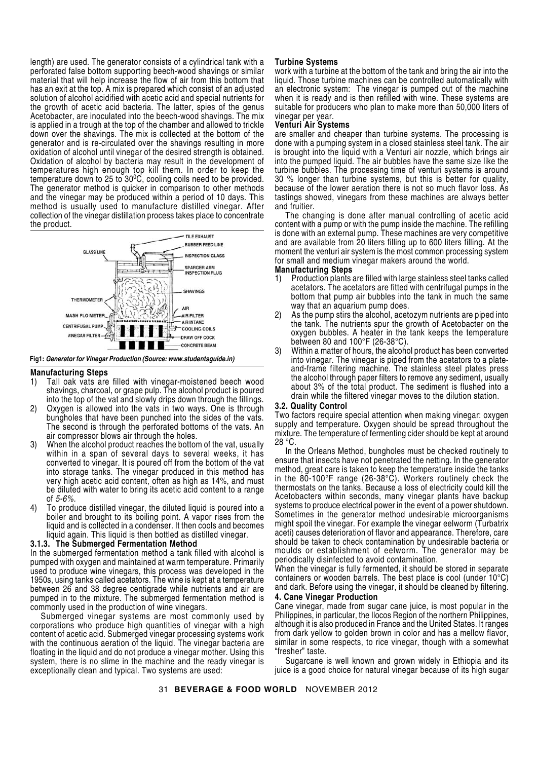length) are used. The generator consists of a cylindrical tank with a perforated false bottom supporting beech-wood shavings or similar material that will help increase the flow of air from this bottom that has an exit at the top. A mix is prepared which consist of an adjusted solution of alcohol acidified with acetic acid and special nutrients for the growth of acetic acid bacteria. The latter, spies of the genus Acetobacter, are inoculated into the beech-wood shavings. The mix is applied in a trough at the top of the chamber and allowed to trickle down over the shavings. The mix is collected at the bottom of the generator and is re-circulated over the shavings resulting in more oxidation of alcohol until vinegar of the desired strength is obtained. Oxidation of alcohol by bacteria may result in the development of temperatures high enough top kill them. In order to keep the temperature down to 25 to 30$^0$C, cooling coils need to be provided. The generator method is quicker in comparison to other methods and the vinegar may be produced within a period of 10 days. This method is usually used to manufacture distilled vinegar. After collection of the vinegar distillation process takes place to concentrate the product.

**Fig1: *Generator for Vinegar Production (Source: www.studentsguide.in)***

**Manufacturing Steps**

1) Tall oak vats are filled with vinegar-moistened beech wood shavings, charcoal, or grape pulp. The alcohol product is poured into the top of the vat and slowly drips down through the fillings.
2) Oxygen is allowed into the vats in two ways. One is through bungholes that have been punched into the sides of the vats. The second is through the perforated bottoms of the vats. An air compressor blows air through the holes.
3) When the alcohol product reaches the bottom of the vat, usually within in a span of several days to several weeks, it has converted to vinegar. It is poured off from the bottom of the vat into storage tanks. The vinegar produced in this method has very high acetic acid content, often as high as 14%, and must be diluted with water to bring its acetic acid content to a range of *5-6%*.
4) To produce distilled vinegar, the diluted liquid is poured into a boiler and brought to its boiling point. A vapor rises from the liquid and is collected in a condenser. It then cools and becomes liquid again. This liquid is then bottled as distilled vinegar.

### 3.1.3. The Submerged Fermentation Method

In the submerged fermentation method a tank filled with alcohol is pumped with oxygen and maintained at warm temperature. Primarily used to produce wine vinegars, this process was developed in the 1950s, using tanks called acetators. The wine is kept at a temperature between 26 and 38 degree centigrade while nutrients and air are pumped in to the mixture. The submerged fermentation method is commonly used in the production of wine vinegars.

Submerged vinegar systems are most commonly used by corporations who produce high quantities of vinegar with a high content of acetic acid. Submerged vinegar processing systems work with the continuous aeration of the liquid. The vinegar bacteria are floating in the liquid and do not produce a vinegar mother. Using this system, there is no slime in the machine and the ready vinegar is exceptionally clean and typical. Two systems are used:

**Turbine Systems**

work with a turbine at the bottom of the tank and bring the air into the liquid. Those turbine machines can be controlled automatically with an electronic system: The vinegar is pumped out of the machine when it is ready and is then refilled with wine. These systems are suitable for producers who plan to make more than 50,000 liters of vinegar per year.

**Venturi Air Systems**

are smaller and cheaper than turbine systems. The processing is done with a pumping system in a closed stainless steel tank. The air is brought into the liquid with a Venturi air nozzle, which brings air into the pumped liquid. The air bubbles have the same size like the turbine bubbles. The processing time of venturi systems is around 30 % longer than turbine systems, but this is better for quality, because of the lower aeration there is not so much flavor loss. As tastings showed, vinegars from these machines are always better and fruitier.

The changing is done after manual controlling of acetic acid content with a pump or with the pump inside the machine. The refilling is done with an external pump. These machines are very competitive and are available from 20 liters filling up to 600 liters filling. At the moment the venturi air system is the most common processing system for small and medium vinegar makers around the world.

**Manufacturing Steps**

1) Production plants are filled with large stainless steel tanks called acetators. The acetators are fitted with centrifugal pumps in the bottom that pump air bubbles into the tank in much the same way that an aquarium pump does.
2) As the pump stirs the alcohol, acetozym nutrients are piped into the tank. The nutrients spur the growth of Acetobacter on the oxygen bubbles. A heater in the tank keeps the temperature between 80 and 100°F (26-38°C).
3) Within a matter of hours, the alcohol product has been converted into vinegar. The vinegar is piped from the acetators to a plate-and-frame filtering machine. The stainless steel plates press the alcohol through paper filters to remove any sediment, usually about 3% of the total product. The sediment is flushed into a drain while the filtered vinegar moves to the dilution station.

### 3.2. Quality Control

Two factors require special attention when making vinegar: oxygen supply and temperature. Oxygen should be spread throughout the mixture. The temperature of fermenting cider should be kept at around 28 °C.

In the Orleans Method, bungholes must be checked routinely to ensure that insects have not penetrated the netting. In the generator method, great care is taken to keep the temperature inside the tanks in the 80-100°F range (26-38°C). Workers routinely check the thermostats on the tanks. Because a loss of electricity could kill the Acetobacters within seconds, many vinegar plants have backup systems to produce electrical power in the event of a power shutdown. Sometimes in the generator method undesirable microorganisms might spoil the vinegar. For example the vinegar eelworm (Turbatrix aceti) causes deterioration of flavor and appearance. Therefore, care should be taken to check contamination by undesirable bacteria or moulds or establishment of eelworm. The generator may be periodically disinfected to avoid contamination.

When the vinegar is fully fermented, it should be stored in separate containers or wooden barrels. The best place is cool (under 10°C) and dark. Before using the vinegar, it should be cleaned by filtering.

## 4. Cane Vinegar Production

Cane vinegar, made from sugar cane juice, is most popular in the Philippines, in particular, the Ilocos Region of the northern Philippines, although it is also produced in France and the United States. It ranges from dark yellow to golden brown in color and has a mellow flavor, similar in some respects, to rice vinegar, though with a somewhat "fresher" taste.

Sugarcane is well known and grown widely in Ethiopia and its juice is a good choice for natural vinegar because of its high sugar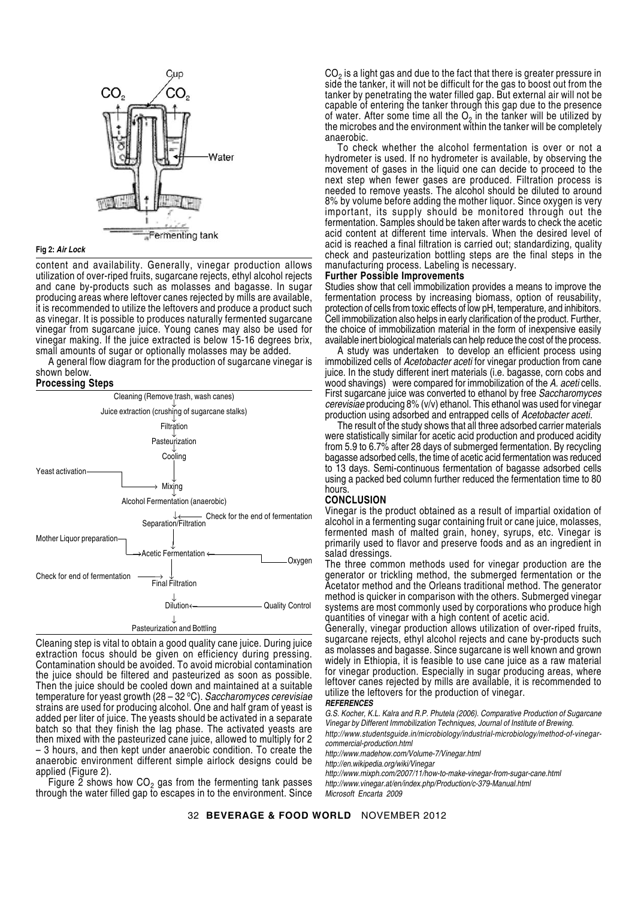Cup

$CO_2$ $CO_2$

Water

Fermenting tank

**Fig 2:** ***Air Lock***

content and availability. Generally, vinegar production allows utilization of over-riped fruits, sugarcane rejects, ethyl alcohol rejects and cane by-products such as molasses and bagasse. In sugar producing areas where leftover canes rejected by mills are available, it is recommended to utilize the leftovers and produce a product such as vinegar. It is possible to produces naturally fermented sugarcane vinegar from sugarcane juice. Young canes may also be used for vinegar making. If the juice extracted is below 15-16 degrees brix, small amounts of sugar or optionally molasses may be added.

A general flow diagram for the production of sugarcane vinegar is shown below.

**Processing Steps**

Cleaning (Remove trash, wash canes)
↓
Juice extraction (crushing of sugarcane stalks)
↓
Filtration
↓
Pasteurization
↓
Cooling

Yeast activation → Mixing
↓
Alcohol Fermentation (anaerobic)
↓ ← Check for the end of fermentation
Separation/Filtration

Mother Liquor preparation → Acetic Fermentation ← Oxygen

Check for end of fermentation → Final Filtration
↓
Dilution ← Quality Control
↓
Pasteurization and Bottling

Cleaning step is vital to obtain a good quality cane juice. During juice extraction focus should be given on efficiency during pressing. Contamination should be avoided. To avoid microbial contamination the juice should be filtered and pasteurized as soon as possible. Then the juice should be cooled down and maintained at a suitable temperature for yeast growth (28 – 32 ºC). *Saccharomyces cerevisiae* strains are used for producing alcohol. One and half gram of yeast is added per liter of juice. The yeasts should be activated in a separate batch so that they finish the lag phase. The activated yeasts are then mixed with the pasteurized cane juice, allowed to multiply for 2 – 3 hours, and then kept under anaerobic condition. To create the anaerobic environment different simple airlock designs could be applied (Figure 2).

Figure 2 shows how $CO_2$ gas from the fermenting tank passes through the water filled gap to escapes in to the environment. Since $CO_2$ is a light gas and due to the fact that there is greater pressure in side the tanker, it will not be difficult for the gas to boost out from the tanker by penetrating the water filled gap. But external air will not be capable of entering the tanker through this gap due to the presence of water. After some time all the $O_2$ in the tanker will be utilized by the microbes and the environment within the tanker will be completely anaerobic.

To check whether the alcohol fermentation is over or not a hydrometer is used. If no hydrometer is available, by observing the movement of gases in the liquid one can decide to proceed to the next step when fewer gases are produced. Filtration process is needed to remove yeasts. The alcohol should be diluted to around 8% by volume before adding the mother liquor. Since oxygen is very important, its supply should be monitored through out the fermentation. Samples should be taken after wards to check the acetic acid content at different time intervals. When the desired level of acid is reached a final filtration is carried out; standardizing, quality check and pasteurization bottling steps are the final steps in the manufacturing process. Labeling is necessary.

**Further Possible Improvements**

Studies show that cell immobilization provides a means to improve the fermentation process by increasing biomass, option of reusability, protection of cells from toxic effects of low pH, temperature, and inhibitors. Cell immobilization also helps in early clarification of the product. Further, the choice of immobilization material in the form of inexpensive easily available inert biological materials can help reduce the cost of the process.

A study was undertaken to develop an efficient process using immobilized cells of *Acetobacter aceti* for vinegar production from cane juice. In the study different inert materials (i.e. bagasse, corn cobs and wood shavings) were compared for immobilization of the *A. aceti* cells. First sugarcane juice was converted to ethanol by free *Saccharomyces cerevisiae* producing 8% (v/v) ethanol. This ethanol was used for vinegar production using adsorbed and entrapped cells of *Acetobacter aceti*.

The result of the study shows that all three adsorbed carrier materials were statistically similar for acetic acid production and produced acidity from 5.9 to 6.7% after 28 days of submerged fermentation. By recycling bagasse adsorbed cells, the time of acetic acid fermentation was reduced to 13 days. Semi-continuous fermentation of bagasse adsorbed cells using a packed bed column further reduced the fermentation time to 80 hours.

**CONCLUSION**

Vinegar is the product obtained as a result of impartial oxidation of alcohol in a fermenting sugar containing fruit or cane juice, molasses, fermented mash of malted grain, honey, syrups, etc. Vinegar is primarily used to flavor and preserve foods and as an ingredient in salad dressings.

The three common methods used for vinegar production are the generator or trickling method, the submerged fermentation or the Acetator method and the Orleans traditional method. The generator method is quicker in comparison with the others. Submerged vinegar systems are most commonly used by corporations who produce high quantities of vinegar with a high content of acetic acid.

Generally, vinegar production allows utilization of over-riped fruits, sugarcane rejects, ethyl alcohol rejects and cane by-products such as molasses and bagasse. Since sugarcane is well known and grown widely in Ethiopia, it is feasible to use cane juice as a raw material for vinegar production. Especially in sugar producing areas, where leftover canes rejected by mills are available, it is recommended to utilize the leftovers for the production of vinegar.

***REFERENCES***

*G.S. Kocher, K.L. Kalra and R.P. Phutela (2006). Comparative Production of Sugarcane Vinegar by Different Immobilization Techniques, Journal of Institute of Brewing.*

*http://www.studentsguide.in/microbiology/industrial-microbiology/method-of-vinegar-commercial-production.html*

*http://www.madehow.com/Volume-7/Vinegar.html*

*http://en.wikipedia.org/wiki/Vinegar*

*http://www.mixph.com/2007/11/how-to-make-vinegar-from-sugar-cane.html*

*http://www.vinegar.at/en/index.php/Production/c-379-Manual.html*

*Microsoft Encarta 2009*